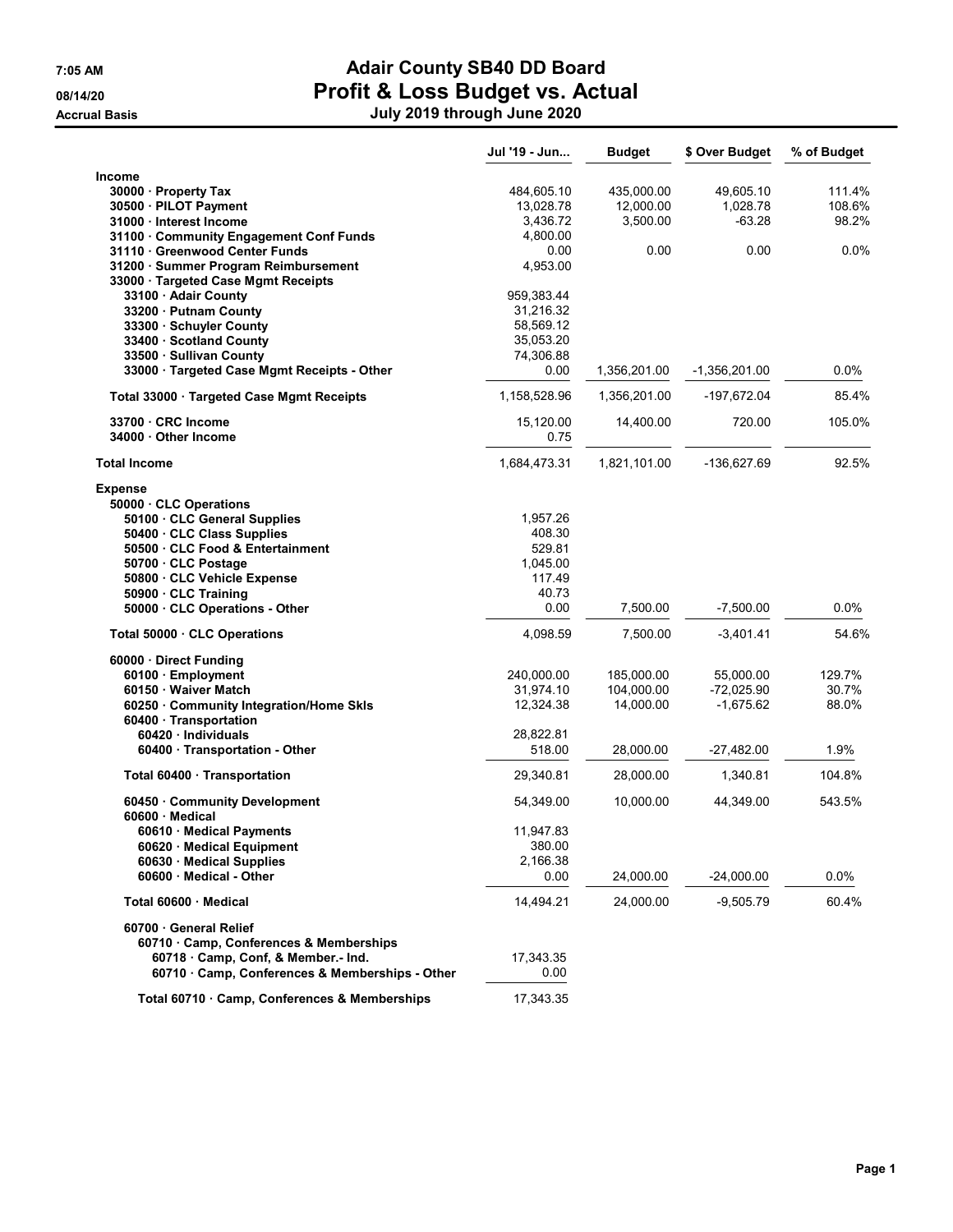# Adair County SB40 DD Board
## Profit & Loss Budget vs. Actual
### July 2019 through June 2020

7:05 AM
08/14/20
Accrual Basis

| | Jul '19 - Jun... | Budget | $ Over Budget | % of Budget |
|---|---|---|---|---|
| **Income** | | | | |
| 30000 · Property Tax | 484,605.10 | 435,000.00 | 49,605.10 | 111.4% |
| 30500 · PILOT Payment | 13,028.78 | 12,000.00 | 1,028.78 | 108.6% |
| 31000 · Interest Income | 3,436.72 | 3,500.00 | -63.28 | 98.2% |
| 31100 · Community Engagement Conf Funds | 4,800.00 | | | |
| 31110 · Greenwood Center Funds | 0.00 | 0.00 | 0.00 | 0.0% |
| 31200 · Summer Program Reimbursement | 4,953.00 | | | |
| 33000 · Targeted Case Mgmt Receipts | | | | |
| 33100 · Adair County | 959,383.44 | | | |
| 33200 · Putnam County | 31,216.32 | | | |
| 33300 · Schuyler County | 58,569.12 | | | |
| 33400 · Scotland County | 35,053.20 | | | |
| 33500 · Sullivan County | 74,306.88 | | | |
| 33000 · Targeted Case Mgmt Receipts - Other | 0.00 | 1,356,201.00 | -1,356,201.00 | 0.0% |
| Total 33000 · Targeted Case Mgmt Receipts | 1,158,528.96 | 1,356,201.00 | -197,672.04 | 85.4% |
| 33700 · CRC Income | 15,120.00 | 14,400.00 | 720.00 | 105.0% |
| 34000 · Other Income | 0.75 | | | |
| **Total Income** | 1,684,473.31 | 1,821,101.00 | -136,627.69 | 92.5% |
| **Expense** | | | | |
| 50000 · CLC Operations | | | | |
| 50100 · CLC General Supplies | 1,957.26 | | | |
| 50400 · CLC Class Supplies | 408.30 | | | |
| 50500 · CLC Food & Entertainment | 529.81 | | | |
| 50700 · CLC Postage | 1,045.00 | | | |
| 50800 · CLC Vehicle Expense | 117.49 | | | |
| 50900 · CLC Training | 40.73 | | | |
| 50000 · CLC Operations - Other | 0.00 | 7,500.00 | -7,500.00 | 0.0% |
| Total 50000 · CLC Operations | 4,098.59 | 7,500.00 | -3,401.41 | 54.6% |
| 60000 · Direct Funding | | | | |
| 60100 · Employment | 240,000.00 | 185,000.00 | 55,000.00 | 129.7% |
| 60150 · Waiver Match | 31,974.10 | 104,000.00 | -72,025.90 | 30.7% |
| 60250 · Community Integration/Home Skls | 12,324.38 | 14,000.00 | -1,675.62 | 88.0% |
| 60400 · Transportation | | | | |
| 60420 · Individuals | 28,822.81 | | | |
| 60400 · Transportation - Other | 518.00 | 28,000.00 | -27,482.00 | 1.9% |
| Total 60400 · Transportation | 29,340.81 | 28,000.00 | 1,340.81 | 104.8% |
| 60450 · Community Development | 54,349.00 | 10,000.00 | 44,349.00 | 543.5% |
| 60600 · Medical | | | | |
| 60610 · Medical Payments | 11,947.83 | | | |
| 60620 · Medical Equipment | 380.00 | | | |
| 60630 · Medical Supplies | 2,166.38 | | | |
| 60600 · Medical - Other | 0.00 | 24,000.00 | -24,000.00 | 0.0% |
| Total 60600 · Medical | 14,494.21 | 24,000.00 | -9,505.79 | 60.4% |
| 60700 · General Relief | | | | |
| 60710 · Camp, Conferences & Memberships | | | | |
| 60718 · Camp, Conf, & Member.- Ind. | 17,343.35 | | | |
| 60710 · Camp, Conferences & Memberships - Other | 0.00 | | | |
| Total 60710 · Camp, Conferences & Memberships | 17,343.35 | | | |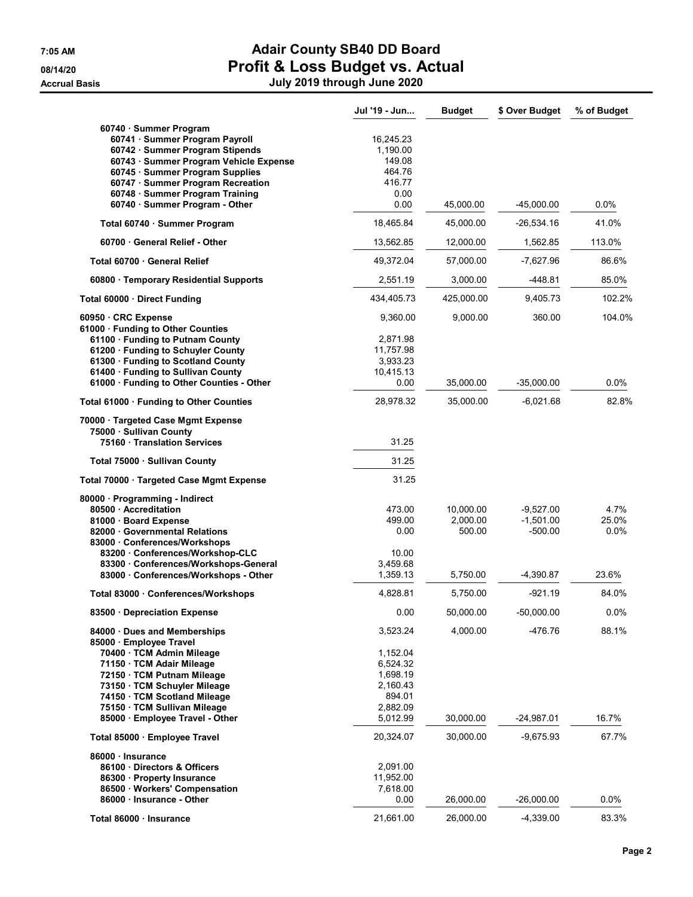# Adair County SB40 DD Board
## Profit & Loss Budget vs. Actual
### July 2019 through June 2020

7:05 AM
08/14/20
Accrual Basis

| | Jul '19 - Jun... | Budget | $ Over Budget | % of Budget |
|---|---|---|---|---|
| 60740 · Summer Program | | | | |
| 60741 · Summer Program Payroll | 16,245.23 | | | |
| 60742 · Summer Program Stipends | 1,190.00 | | | |
| 60743 · Summer Program Vehicle Expense | 149.08 | | | |
| 60745 · Summer Program Supplies | 464.76 | | | |
| 60747 · Summer Program Recreation | 416.77 | | | |
| 60748 · Summer Program Training | 0.00 | | | |
| 60740 · Summer Program - Other | 0.00 | 45,000.00 | -45,000.00 | 0.0% |
| **Total 60740 · Summer Program** | 18,465.84 | 45,000.00 | -26,534.16 | 41.0% |
| 60700 · General Relief - Other | 13,562.85 | 12,000.00 | 1,562.85 | 113.0% |
| **Total 60700 · General Relief** | 49,372.04 | 57,000.00 | -7,627.96 | 86.6% |
| 60800 · Temporary Residential Supports | 2,551.19 | 3,000.00 | -448.81 | 85.0% |
| **Total 60000 · Direct Funding** | 434,405.73 | 425,000.00 | 9,405.73 | 102.2% |
| 60950 · CRC Expense | 9,360.00 | 9,000.00 | 360.00 | 104.0% |
| 61000 · Funding to Other Counties | | | | |
| 61100 · Funding to Putnam County | 2,871.98 | | | |
| 61200 · Funding to Schuyler County | 11,757.98 | | | |
| 61300 · Funding to Scotland County | 3,933.23 | | | |
| 61400 · Funding to Sullivan County | 10,415.13 | | | |
| 61000 · Funding to Other Counties - Other | 0.00 | 35,000.00 | -35,000.00 | 0.0% |
| **Total 61000 · Funding to Other Counties** | 28,978.32 | 35,000.00 | -6,021.68 | 82.8% |
| 70000 · Targeted Case Mgmt Expense | | | | |
| 75000 · Sullivan County | | | | |
| 75160 · Translation Services | 31.25 | | | |
| **Total 75000 · Sullivan County** | 31.25 | | | |
| **Total 70000 · Targeted Case Mgmt Expense** | 31.25 | | | |
| 80000 · Programming - Indirect | | | | |
| 80500 · Accreditation | 473.00 | 10,000.00 | -9,527.00 | 4.7% |
| 81000 · Board Expense | 499.00 | 2,000.00 | -1,501.00 | 25.0% |
| 82000 · Governmental Relations | 0.00 | 500.00 | -500.00 | 0.0% |
| 83000 · Conferences/Workshops | | | | |
| 83200 · Conferences/Workshop-CLC | 10.00 | | | |
| 83300 · Conferences/Workshops-General | 3,459.68 | | | |
| 83000 · Conferences/Workshops - Other | 1,359.13 | 5,750.00 | -4,390.87 | 23.6% |
| **Total 83000 · Conferences/Workshops** | 4,828.81 | 5,750.00 | -921.19 | 84.0% |
| 83500 · Depreciation Expense | 0.00 | 50,000.00 | -50,000.00 | 0.0% |
| 84000 · Dues and Memberships | 3,523.24 | 4,000.00 | -476.76 | 88.1% |
| 85000 · Employee Travel | | | | |
| 70400 · TCM Admin Mileage | 1,152.04 | | | |
| 71150 · TCM Adair Mileage | 6,524.32 | | | |
| 72150 · TCM Putnam Mileage | 1,698.19 | | | |
| 73150 · TCM Schuyler Mileage | 2,160.43 | | | |
| 74150 · TCM Scotland Mileage | 894.01 | | | |
| 75150 · TCM Sullivan Mileage | 2,882.09 | | | |
| 85000 · Employee Travel - Other | 5,012.99 | 30,000.00 | -24,987.01 | 16.7% |
| **Total 85000 · Employee Travel** | 20,324.07 | 30,000.00 | -9,675.93 | 67.7% |
| 86000 · Insurance | | | | |
| 86100 · Directors & Officers | 2,091.00 | | | |
| 86300 · Property Insurance | 11,952.00 | | | |
| 86500 · Workers' Compensation | 7,618.00 | | | |
| 86000 · Insurance - Other | 0.00 | 26,000.00 | -26,000.00 | 0.0% |
| **Total 86000 · Insurance** | 21,661.00 | 26,000.00 | -4,339.00 | 83.3% |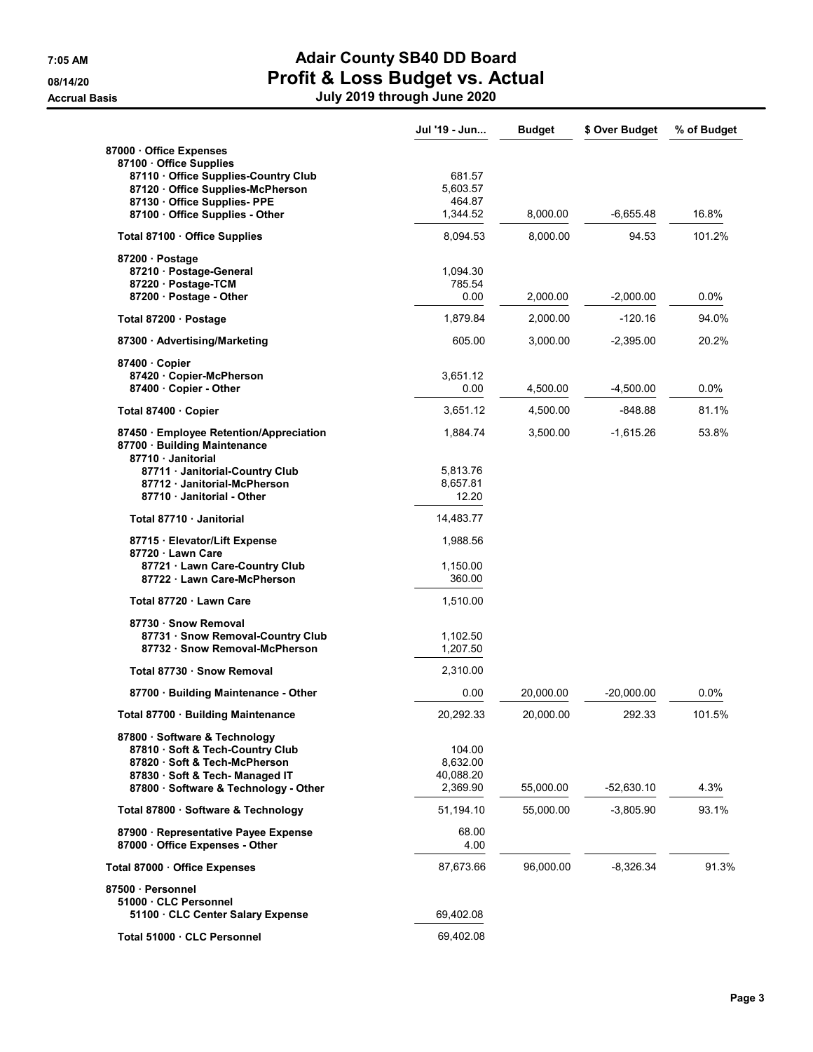# Adair County SB40 DD Board
## Profit & Loss Budget vs. Actual
### July 2019 through June 2020

7:05 AM
08/14/20
Accrual Basis

| | Jul '19 - Jun... | Budget | $ Over Budget | % of Budget |
|---|---|---|---|---|
| 87000 · Office Expenses | | | | |
| 87100 · Office Supplies | | | | |
| 87110 · Office Supplies-Country Club | 681.57 | | | |
| 87120 · Office Supplies-McPherson | 5,603.57 | | | |
| 87130 · Office Supplies- PPE | 464.87 | | | |
| 87100 · Office Supplies - Other | 1,344.52 | 8,000.00 | -6,655.48 | 16.8% |
| Total 87100 · Office Supplies | 8,094.53 | 8,000.00 | 94.53 | 101.2% |
| 87200 · Postage | | | | |
| 87210 · Postage-General | 1,094.30 | | | |
| 87220 · Postage-TCM | 785.54 | | | |
| 87200 · Postage - Other | 0.00 | 2,000.00 | -2,000.00 | 0.0% |
| Total 87200 · Postage | 1,879.84 | 2,000.00 | -120.16 | 94.0% |
| 87300 · Advertising/Marketing | 605.00 | 3,000.00 | -2,395.00 | 20.2% |
| 87400 · Copier | | | | |
| 87420 · Copier-McPherson | 3,651.12 | | | |
| 87400 · Copier - Other | 0.00 | 4,500.00 | -4,500.00 | 0.0% |
| Total 87400 · Copier | 3,651.12 | 4,500.00 | -848.88 | 81.1% |
| 87450 · Employee Retention/Appreciation | 1,884.74 | 3,500.00 | -1,615.26 | 53.8% |
| 87700 · Building Maintenance | | | | |
| 87710 · Janitorial | | | | |
| 87711 · Janitorial-Country Club | 5,813.76 | | | |
| 87712 · Janitorial-McPherson | 8,657.81 | | | |
| 87710 · Janitorial - Other | 12.20 | | | |
| Total 87710 · Janitorial | 14,483.77 | | | |
| 87715 · Elevator/Lift Expense | 1,988.56 | | | |
| 87720 · Lawn Care | | | | |
| 87721 · Lawn Care-Country Club | 1,150.00 | | | |
| 87722 · Lawn Care-McPherson | 360.00 | | | |
| Total 87720 · Lawn Care | 1,510.00 | | | |
| 87730 · Snow Removal | | | | |
| 87731 · Snow Removal-Country Club | 1,102.50 | | | |
| 87732 · Snow Removal-McPherson | 1,207.50 | | | |
| Total 87730 · Snow Removal | 2,310.00 | | | |
| 87700 · Building Maintenance - Other | 0.00 | 20,000.00 | -20,000.00 | 0.0% |
| Total 87700 · Building Maintenance | 20,292.33 | 20,000.00 | 292.33 | 101.5% |
| 87800 · Software & Technology | | | | |
| 87810 · Soft & Tech-Country Club | 104.00 | | | |
| 87820 · Soft & Tech-McPherson | 8,632.00 | | | |
| 87830 · Soft & Tech- Managed IT | 40,088.20 | | | |
| 87800 · Software & Technology - Other | 2,369.90 | 55,000.00 | -52,630.10 | 4.3% |
| Total 87800 · Software & Technology | 51,194.10 | 55,000.00 | -3,805.90 | 93.1% |
| 87900 · Representative Payee Expense | 68.00 | | | |
| 87000 · Office Expenses - Other | 4.00 | | | |
| Total 87000 · Office Expenses | 87,673.66 | 96,000.00 | -8,326.34 | 91.3% |
| 87500 · Personnel | | | | |
| 51000 · CLC Personnel | | | | |
| 51100 · CLC Center Salary Expense | 69,402.08 | | | |
| Total 51000 · CLC Personnel | 69,402.08 | | | |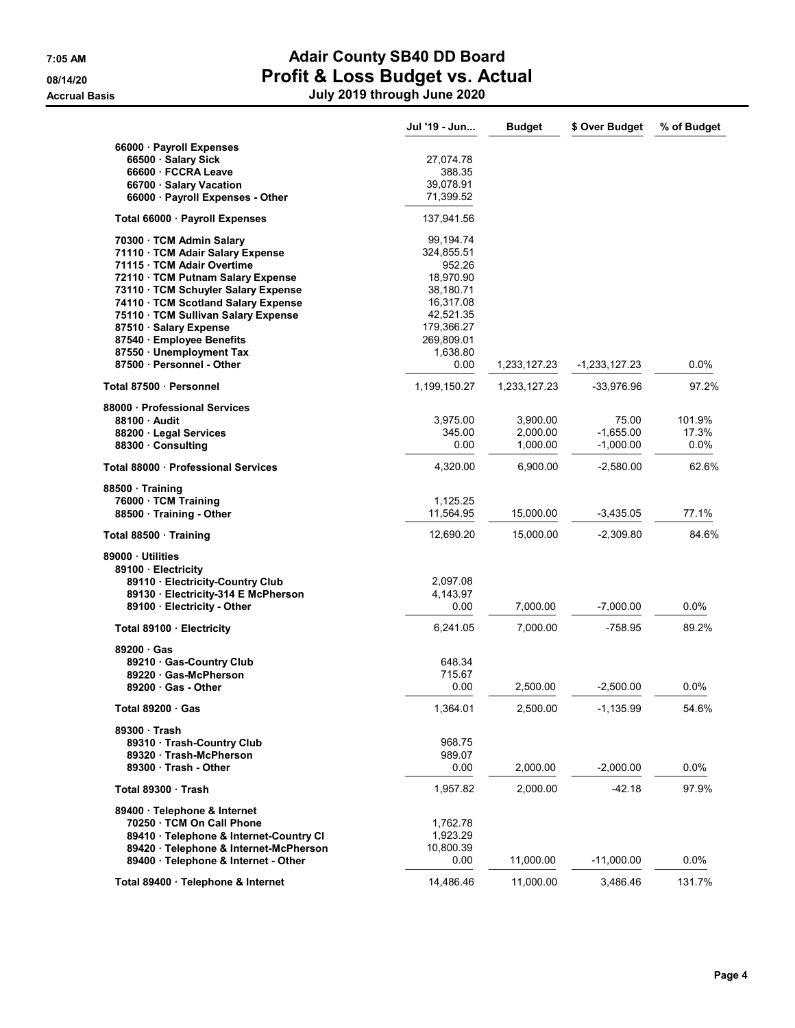# Adair County SB40 DD Board
## Profit & Loss Budget vs. Actual
### July 2019 through June 2020

7:05 AM
08/14/20
Accrual Basis

| | Jul '19 - Jun... | Budget | $ Over Budget | % of Budget |
|---|---|---|---|---|
| 66000 · Payroll Expenses | | | | |
| 66500 · Salary Sick | 27,074.78 | | | |
| 66600 · FCCRA Leave | 388.35 | | | |
| 66700 · Salary Vacation | 39,078.91 | | | |
| 66000 · Payroll Expenses - Other | 71,399.52 | | | |
| Total 66000 · Payroll Expenses | 137,941.56 | | | |
| 70300 · TCM Admin Salary | 99,194.74 | | | |
| 71110 · TCM Adair Salary Expense | 324,855.51 | | | |
| 71115 · TCM Adair Overtime | 952.26 | | | |
| 72110 · TCM Putnam Salary Expense | 18,970.90 | | | |
| 73110 · TCM Schuyler Salary Expense | 38,180.71 | | | |
| 74110 · TCM Scotland Salary Expense | 16,317.08 | | | |
| 75110 · TCM Sullivan Salary Expense | 42,521.35 | | | |
| 87510 · Salary Expense | 179,366.27 | | | |
| 87540 · Employee Benefits | 269,809.01 | | | |
| 87550 · Unemployment Tax | 1,638.80 | | | |
| 87500 · Personnel - Other | 0.00 | 1,233,127.23 | -1,233,127.23 | 0.0% |
| Total 87500 · Personnel | 1,199,150.27 | 1,233,127.23 | -33,976.96 | 97.2% |
| 88000 · Professional Services | | | | |
| 88100 · Audit | 3,975.00 | 3,900.00 | 75.00 | 101.9% |
| 88200 · Legal Services | 345.00 | 2,000.00 | -1,655.00 | 17.3% |
| 88300 · Consulting | 0.00 | 1,000.00 | -1,000.00 | 0.0% |
| Total 88000 · Professional Services | 4,320.00 | 6,900.00 | -2,580.00 | 62.6% |
| 88500 · Training | | | | |
| 76000 · TCM Training | 1,125.25 | | | |
| 88500 · Training - Other | 11,564.95 | 15,000.00 | -3,435.05 | 77.1% |
| Total 88500 · Training | 12,690.20 | 15,000.00 | -2,309.80 | 84.6% |
| 89000 · Utilities | | | | |
| 89100 · Electricity | | | | |
| 89110 · Electricity-Country Club | 2,097.08 | | | |
| 89130 · Electricity-314 E McPherson | 4,143.97 | | | |
| 89100 · Electricity - Other | 0.00 | 7,000.00 | -7,000.00 | 0.0% |
| Total 89100 · Electricity | 6,241.05 | 7,000.00 | -758.95 | 89.2% |
| 89200 · Gas | | | | |
| 89210 · Gas-Country Club | 648.34 | | | |
| 89220 · Gas-McPherson | 715.67 | | | |
| 89200 · Gas - Other | 0.00 | 2,500.00 | -2,500.00 | 0.0% |
| Total 89200 · Gas | 1,364.01 | 2,500.00 | -1,135.99 | 54.6% |
| 89300 · Trash | | | | |
| 89310 · Trash-Country Club | 968.75 | | | |
| 89320 · Trash-McPherson | 989.07 | | | |
| 89300 · Trash - Other | 0.00 | 2,000.00 | -2,000.00 | 0.0% |
| Total 89300 · Trash | 1,957.82 | 2,000.00 | -42.18 | 97.9% |
| 89400 · Telephone & Internet | | | | |
| 70250 · TCM On Call Phone | 1,762.78 | | | |
| 89410 · Telephone & Internet-Country Cl | 1,923.29 | | | |
| 89420 · Telephone & Internet-McPherson | 10,800.39 | | | |
| 89400 · Telephone & Internet - Other | 0.00 | 11,000.00 | -11,000.00 | 0.0% |
| Total 89400 · Telephone & Internet | 14,486.46 | 11,000.00 | 3,486.46 | 131.7% |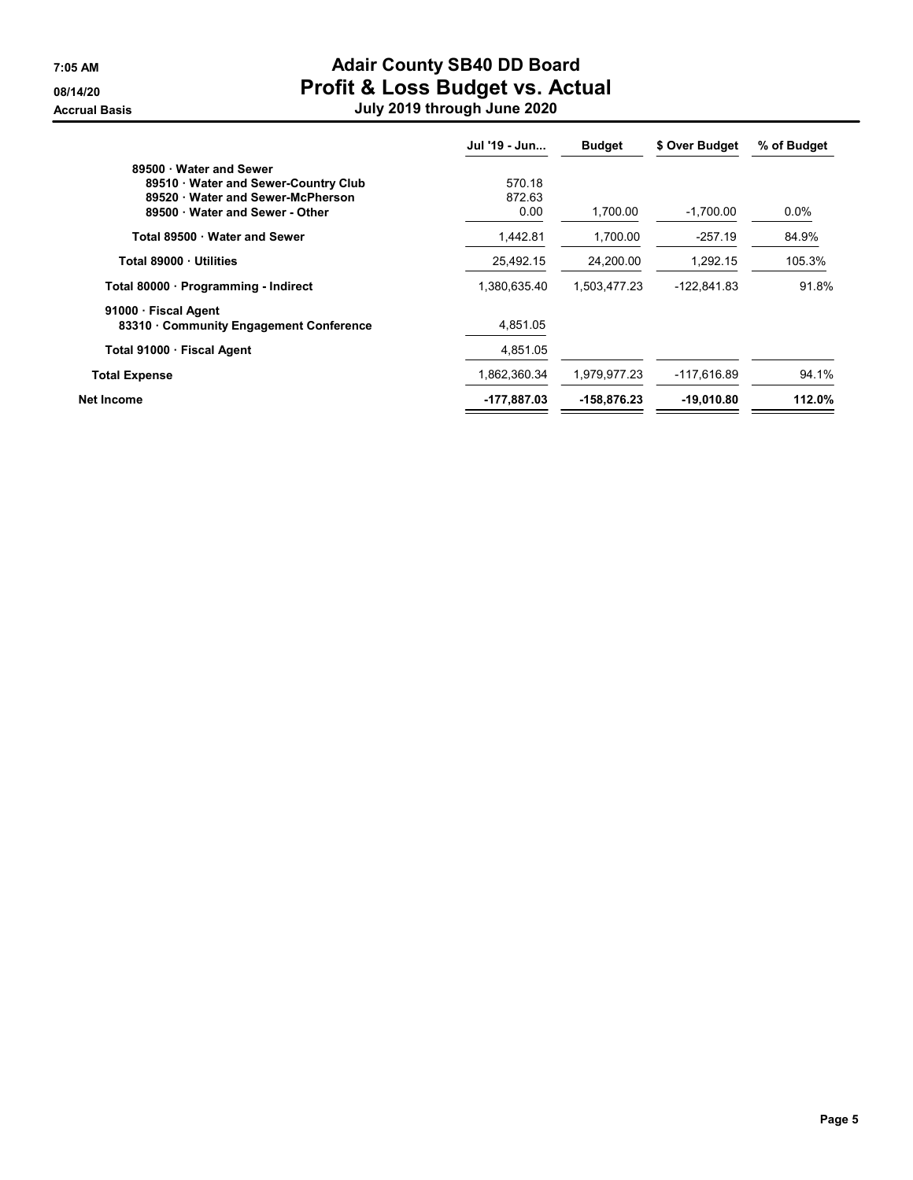# Adair County SB40 DD Board
## Profit & Loss Budget vs. Actual
### July 2019 through June 2020

7:05 AM
08/14/20
Accrual Basis

| | Jul '19 - Jun... | Budget | $ Over Budget | % of Budget |
|---|---|---|---|---|
| 89500 · Water and Sewer | | | | |
| 89510 · Water and Sewer-Country Club | 570.18 | | | |
| 89520 · Water and Sewer-McPherson | 872.63 | | | |
| 89500 · Water and Sewer - Other | 0.00 | 1,700.00 | -1,700.00 | 0.0% |
| **Total 89500 · Water and Sewer** | 1,442.81 | 1,700.00 | -257.19 | 84.9% |
| **Total 89000 · Utilities** | 25,492.15 | 24,200.00 | 1,292.15 | 105.3% |
| **Total 80000 · Programming - Indirect** | 1,380,635.40 | 1,503,477.23 | -122,841.83 | 91.8% |
| 91000 · Fiscal Agent | | | | |
| 83310 · Community Engagement Conference | 4,851.05 | | | |
| **Total 91000 · Fiscal Agent** | 4,851.05 | | | |
| **Total Expense** | 1,862,360.34 | 1,979,977.23 | -117,616.89 | 94.1% |
| **Net Income** | **-177,887.03** | **-158,876.23** | **-19,010.80** | **112.0%** |